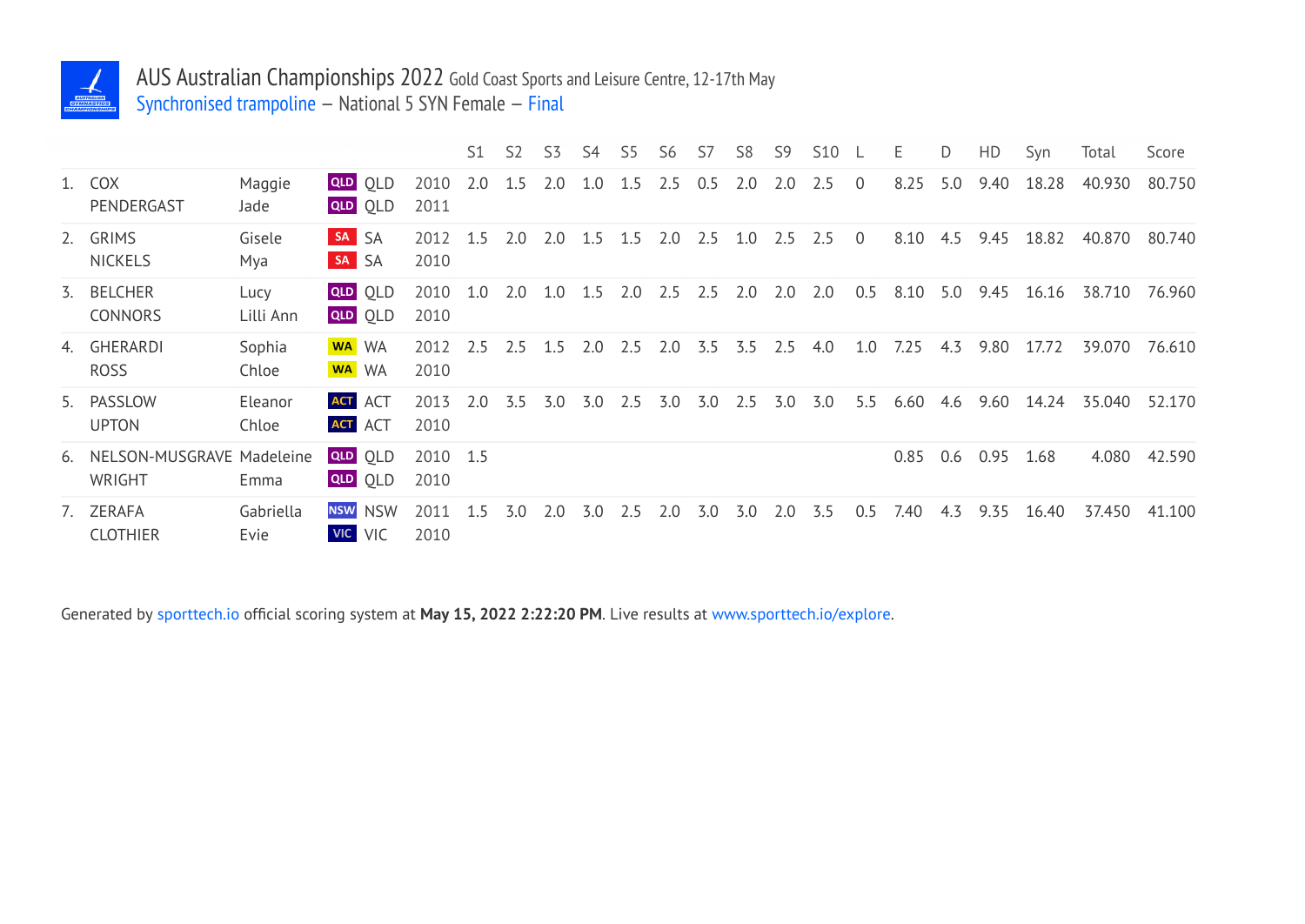# AUS Australian Championships 2022 Gold Coast Sports and Leisure Centre, 12-17th May

## Synchronised trampoline – National 5 SYN Female – Final

| | | | | | S1 | S2 | S3 | S4 | S5 | S6 | S7 | S8 | S9 | S10 | L | E | D | HD | Syn | Total | Score |
|---|---|---|---|---|---|---|---|---|---|---|---|---|---|---|---|---|---|---|---|---|---|
| 1. | COX<br>PENDERGAST | Maggie<br>Jade | QLD<br>QLD | 2010<br>2011 | 2.0 | 1.5 | 2.0 | 1.0 | 1.5 | 2.5 | 0.5 | 2.0 | 2.0 | 2.5 | 0 | 8.25 | 5.0 | 9.40 | 18.28 | 40.930 | 80.750 |
| 2. | GRIMS<br>NICKELS | Gisele<br>Mya | SA<br>SA | 2012<br>2010 | 1.5 | 2.0 | 2.0 | 1.5 | 1.5 | 2.0 | 2.5 | 1.0 | 2.5 | 2.5 | 0 | 8.10 | 4.5 | 9.45 | 18.82 | 40.870 | 80.740 |
| 3. | BELCHER<br>CONNORS | Lucy<br>Lilli Ann | QLD<br>QLD | 2010<br>2010 | 1.0 | 2.0 | 1.0 | 1.5 | 2.0 | 2.5 | 2.5 | 2.0 | 2.0 | 2.0 | 0.5 | 8.10 | 5.0 | 9.45 | 16.16 | 38.710 | 76.960 |
| 4. | GHERARDI<br>ROSS | Sophia<br>Chloe | WA<br>WA | 2012<br>2010 | 2.5 | 2.5 | 1.5 | 2.0 | 2.5 | 2.0 | 3.5 | 3.5 | 2.5 | 4.0 | 1.0 | 7.25 | 4.3 | 9.80 | 17.72 | 39.070 | 76.610 |
| 5. | PASSLOW<br>UPTON | Eleanor<br>Chloe | ACT<br>ACT | 2013<br>2010 | 2.0 | 3.5 | 3.0 | 3.0 | 2.5 | 3.0 | 3.0 | 2.5 | 3.0 | 3.0 | 5.5 | 6.60 | 4.6 | 9.60 | 14.24 | 35.040 | 52.170 |
| 6. | NELSON-MUSGRAVE<br>WRIGHT | Madeleine<br>Emma | QLD<br>QLD | 2010<br>2010 | 1.5 | | | | | | | | | | | 0.85 | 0.6 | 0.95 | 1.68 | 4.080 | 42.590 |
| 7. | ZERAFA<br>CLOTHIER | Gabriella<br>Evie | NSW<br>VIC | 2011<br>2010 | 1.5 | 3.0 | 2.0 | 3.0 | 2.5 | 2.0 | 3.0 | 3.0 | 2.0 | 3.5 | 0.5 | 7.40 | 4.3 | 9.35 | 16.40 | 37.450 | 41.100 |

Generated by sporttech.io official scoring system at **May 15, 2022 2:22:20 PM**. Live results at www.sporttech.io/explore.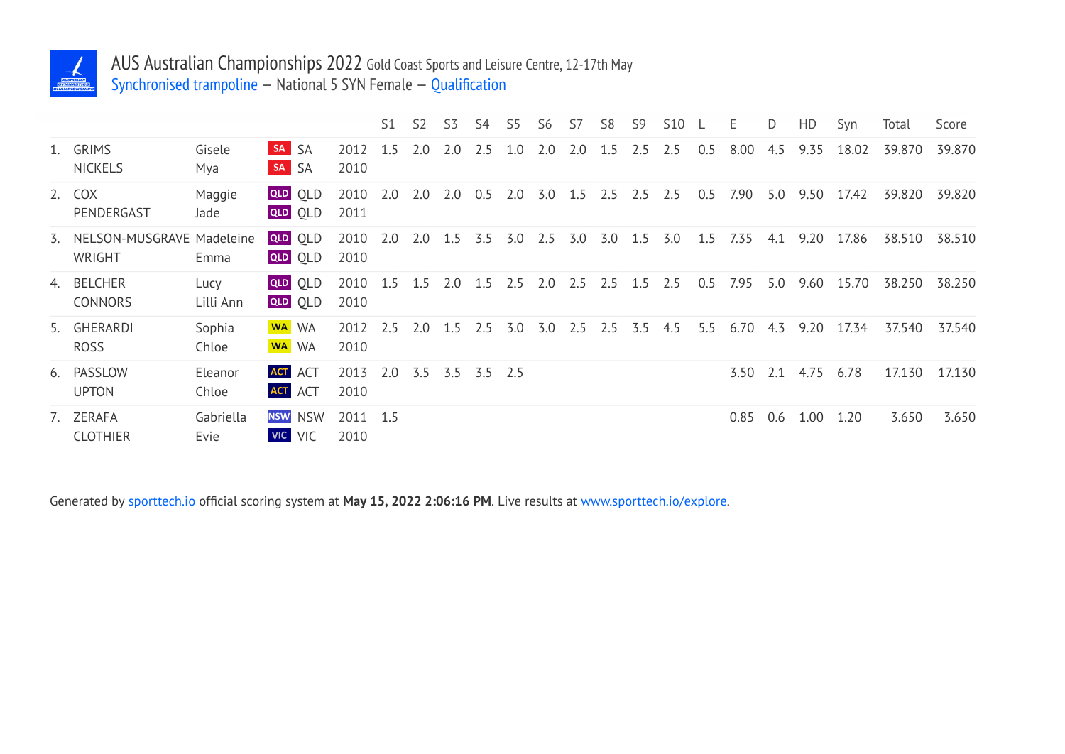# AUS Australian Championships 2022 Gold Coast Sports and Leisure Centre, 12-17th May

## Synchronised trampoline – National 5 SYN Female – Qualification

| | | | | | | S1 | S2 | S3 | S4 | S5 | S6 | S7 | S8 | S9 | S10 | L | E | D | HD | Syn | Total | Score |
|---|---|---|---|---|---|---|---|---|---|---|---|---|---|---|---|---|---|---|---|---|---|---|
| 1. | GRIMS<br>NICKELS | Gisele<br>Mya | SA<br>SA | SA<br>SA | 2012<br>2010 | 1.5 | 2.0 | 2.0 | 2.5 | 1.0 | 2.0 | 2.0 | 1.5 | 2.5 | 2.5 | 0.5 | 8.00 | 4.5 | 9.35 | 18.02 | 39.870 | 39.870 |
| 2. | COX<br>PENDERGAST | Maggie<br>Jade | QLD<br>QLD | QLD<br>QLD | 2010<br>2011 | 2.0 | 2.0 | 2.0 | 0.5 | 2.0 | 3.0 | 1.5 | 2.5 | 2.5 | 2.5 | 0.5 | 7.90 | 5.0 | 9.50 | 17.42 | 39.820 | 39.820 |
| 3. | NELSON-MUSGRAVE<br>WRIGHT | Madeleine<br>Emma | QLD<br>QLD | QLD<br>QLD | 2010<br>2010 | 2.0 | 2.0 | 1.5 | 3.5 | 3.0 | 2.5 | 3.0 | 3.0 | 1.5 | 3.0 | 1.5 | 7.35 | 4.1 | 9.20 | 17.86 | 38.510 | 38.510 |
| 4. | BELCHER<br>CONNORS | Lucy<br>Lilli Ann | QLD<br>QLD | QLD<br>QLD | 2010<br>2010 | 1.5 | 1.5 | 2.0 | 1.5 | 2.5 | 2.0 | 2.5 | 2.5 | 1.5 | 2.5 | 0.5 | 7.95 | 5.0 | 9.60 | 15.70 | 38.250 | 38.250 |
| 5. | GHERARDI<br>ROSS | Sophia<br>Chloe | WA<br>WA | WA<br>WA | 2012<br>2010 | 2.5 | 2.0 | 1.5 | 2.5 | 3.0 | 3.0 | 2.5 | 2.5 | 3.5 | 4.5 | 5.5 | 6.70 | 4.3 | 9.20 | 17.34 | 37.540 | 37.540 |
| 6. | PASSLOW<br>UPTON | Eleanor<br>Chloe | ACT<br>ACT | ACT<br>ACT | 2013<br>2010 | 2.0 | 3.5 | 3.5 | 3.5 | 2.5 | | | | | | | 3.50 | 2.1 | 4.75 | 6.78 | 17.130 | 17.130 |
| 7. | ZERAFA<br>CLOTHIER | Gabriella<br>Evie | NSW<br>VIC | NSW<br>VIC | 2011<br>2010 | 1.5 | | | | | | | | | | | 0.85 | 0.6 | 1.00 | 1.20 | 3.650 | 3.650 |

Generated by sporttech.io official scoring system at **May 15, 2022 2:06:16 PM**. Live results at www.sporttech.io/explore.